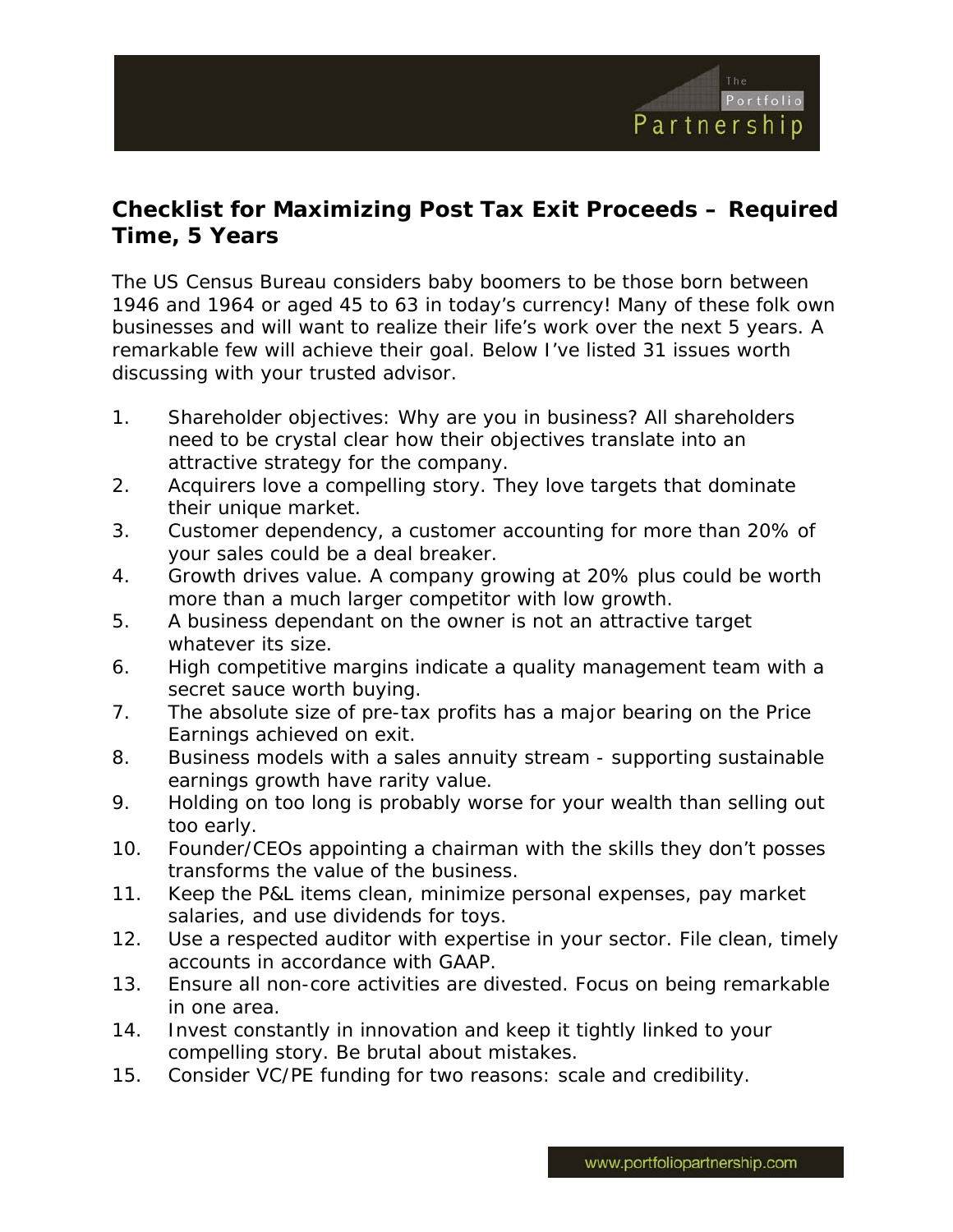## Checklist for Maximizing Post Tax Exit Proceeds – Required Time, 5 Years

The US Census Bureau considers baby boomers to be those born between 1946 and 1964 or aged 45 to 63 in today's currency! Many of these folk own businesses and will want to realize their life's work over the next 5 years. A remarkable few will achieve their goal. Below I've listed 31 issues worth discussing with your trusted advisor.

1. Shareholder objectives: Why are you in business? All shareholders need to be crystal clear how their objectives translate into an attractive strategy for the company.
2. Acquirers love a compelling story. They love targets that dominate their unique market.
3. Customer dependency, a customer accounting for more than 20% of your sales could be a deal breaker.
4. Growth drives value. A company growing at 20% plus could be worth more than a much larger competitor with low growth.
5. A business dependant on the owner is not an attractive target whatever its size.
6. High competitive margins indicate a quality management team with a secret sauce worth buying.
7. The absolute size of pre-tax profits has a major bearing on the Price Earnings achieved on exit.
8. Business models with a sales annuity stream - supporting sustainable earnings growth have rarity value.
9. Holding on too long is probably worse for your wealth than selling out too early.
10. Founder/CEOs appointing a chairman with the skills they don't posses transforms the value of the business.
11. Keep the P&L items clean, minimize personal expenses, pay market salaries, and use dividends for toys.
12. Use a respected auditor with expertise in your sector. File clean, timely accounts in accordance with GAAP.
13. Ensure all non-core activities are divested. Focus on being remarkable in one area.
14. Invest constantly in innovation and keep it tightly linked to your compelling story. Be brutal about mistakes.
15. Consider VC/PE funding for two reasons: scale and credibility.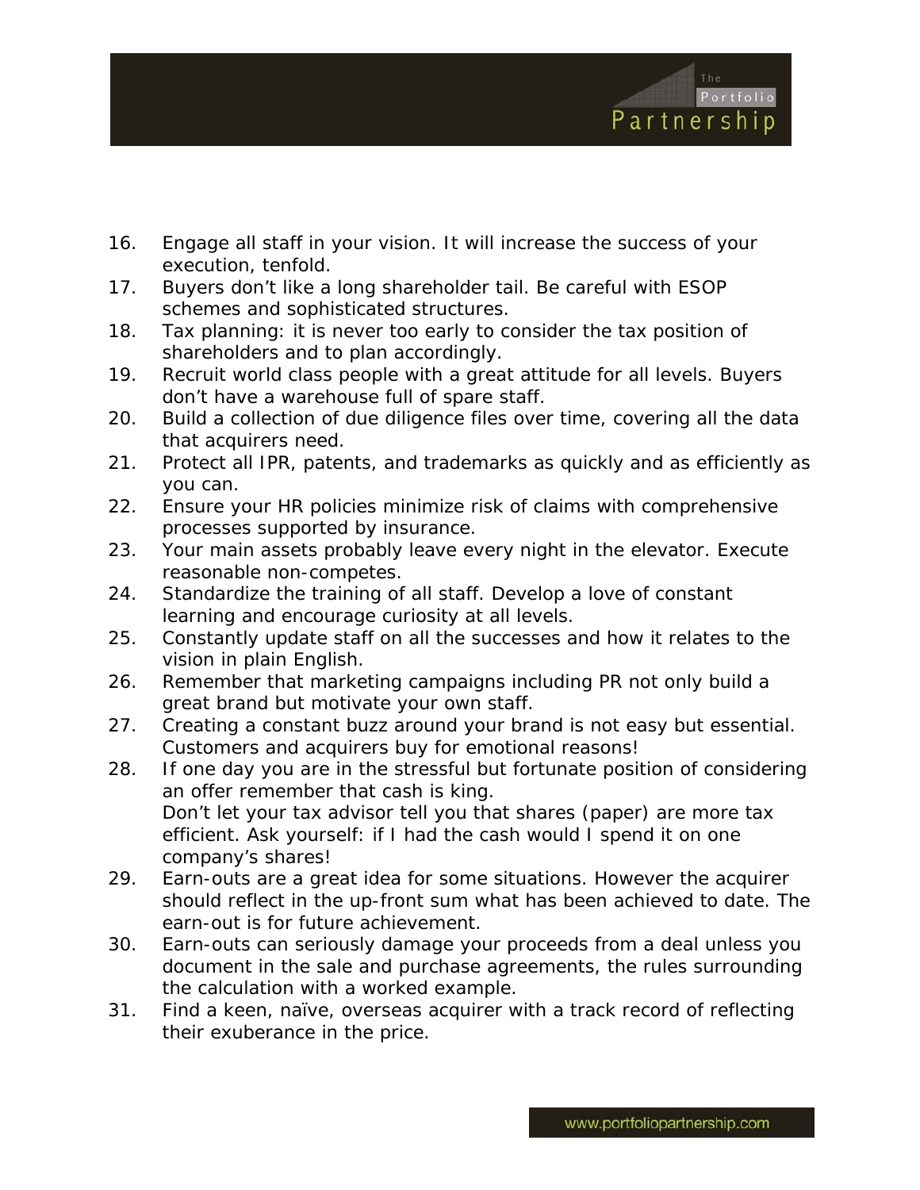16. Engage all staff in your vision. It will increase the success of your execution, tenfold.
17. Buyers don't like a long shareholder tail. Be careful with ESOP schemes and sophisticated structures.
18. Tax planning: it is never too early to consider the tax position of shareholders and to plan accordingly.
19. Recruit world class people with a great attitude for all levels. Buyers don't have a warehouse full of spare staff.
20. Build a collection of due diligence files over time, covering all the data that acquirers need.
21. Protect all IPR, patents, and trademarks as quickly and as efficiently as you can.
22. Ensure your HR policies minimize risk of claims with comprehensive processes supported by insurance.
23. Your main assets probably leave every night in the elevator. Execute reasonable non-competes.
24. Standardize the training of all staff. Develop a love of constant learning and encourage curiosity at all levels.
25. Constantly update staff on all the successes and how it relates to the vision in plain English.
26. Remember that marketing campaigns including PR not only build a great brand but motivate your own staff.
27. Creating a constant buzz around your brand is not easy but essential. Customers and acquirers buy for emotional reasons!
28. If one day you are in the stressful but fortunate position of considering an offer remember that cash is king.
    Don't let your tax advisor tell you that shares (paper) are more tax efficient. Ask yourself: if I had the cash would I spend it on one company's shares!
29. Earn-outs are a great idea for some situations. However the acquirer should reflect in the up-front sum what has been achieved to date. The earn-out is for future achievement.
30. Earn-outs can seriously damage your proceeds from a deal unless you document in the sale and purchase agreements, the rules surrounding the calculation with a worked example.
31. Find a keen, naïve, overseas acquirer with a track record of reflecting their exuberance in the price.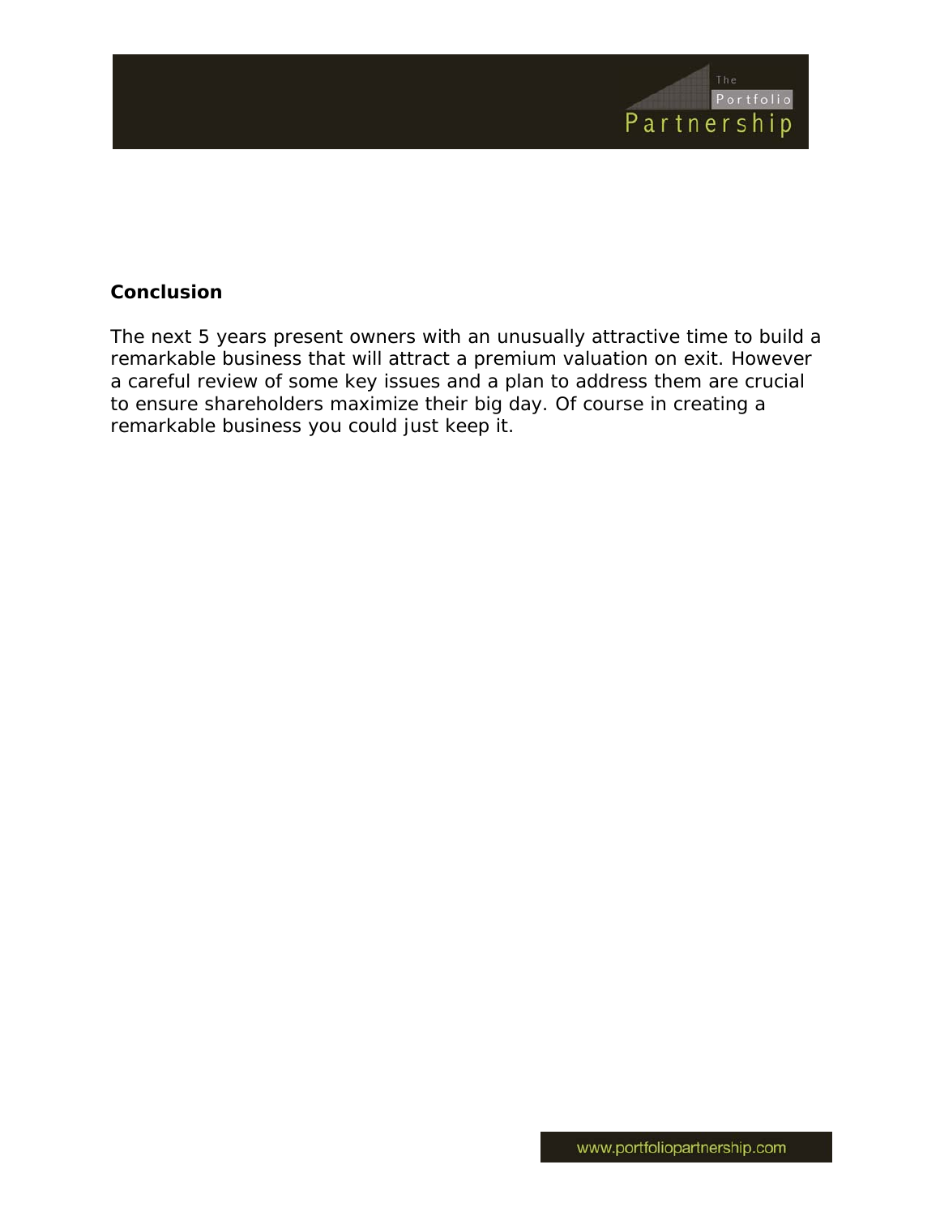**Conclusion**

The next 5 years present owners with an unusually attractive time to build a remarkable business that will attract a premium valuation on exit. However a careful review of some key issues and a plan to address them are crucial to ensure shareholders maximize their big day. Of course in creating a remarkable business you could just keep it.